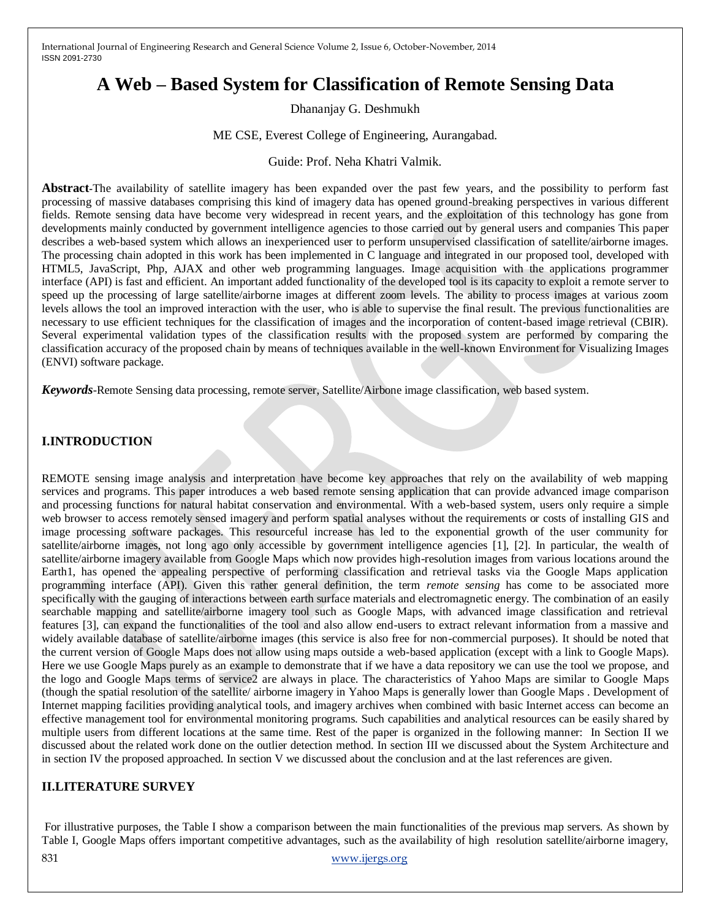# A Web – Based System for Classification of Remote Sensing Data

Dhananjay G. Deshmukh

ME CSE, Everest College of Engineering, Aurangabad.

Guide: Prof. Neha Khatri Valmik.

**Abstract**-The availability of satellite imagery has been expanded over the past few years, and the possibility to perform fast processing of massive databases comprising this kind of imagery data has opened ground-breaking perspectives in various different fields. Remote sensing data have become very widespread in recent years, and the exploitation of this technology has gone from developments mainly conducted by government intelligence agencies to those carried out by general users and companies This paper describes a web-based system which allows an inexperienced user to perform unsupervised classification of satellite/airborne images. The processing chain adopted in this work has been implemented in C language and integrated in our proposed tool, developed with HTML5, JavaScript, Php, AJAX and other web programming languages. Image acquisition with the applications programmer interface (API) is fast and efficient. An important added functionality of the developed tool is its capacity to exploit a remote server to speed up the processing of large satellite/airborne images at different zoom levels. The ability to process images at various zoom levels allows the tool an improved interaction with the user, who is able to supervise the final result. The previous functionalities are necessary to use efficient techniques for the classification of images and the incorporation of content-based image retrieval (CBIR). Several experimental validation types of the classification results with the proposed system are performed by comparing the classification accuracy of the proposed chain by means of techniques available in the well-known Environment for Visualizing Images (ENVI) software package.

***Keywords***-Remote Sensing data processing, remote server, Satellite/Airbone image classification, web based system.

## I.INTRODUCTION

REMOTE sensing image analysis and interpretation have become key approaches that rely on the availability of web mapping services and programs. This paper introduces a web based remote sensing application that can provide advanced image comparison and processing functions for natural habitat conservation and environmental. With a web-based system, users only require a simple web browser to access remotely sensed imagery and perform spatial analyses without the requirements or costs of installing GIS and image processing software packages. This resourceful increase has led to the exponential growth of the user community for satellite/airborne images, not long ago only accessible by government intelligence agencies [1], [2]. In particular, the wealth of satellite/airborne imagery available from Google Maps which now provides high-resolution images from various locations around the Earth1, has opened the appealing perspective of performing classification and retrieval tasks via the Google Maps application programming interface (API). Given this rather general definition, the term *remote sensing* has come to be associated more specifically with the gauging of interactions between earth surface materials and electromagnetic energy. The combination of an easily searchable mapping and satellite/airborne imagery tool such as Google Maps, with advanced image classification and retrieval features [3], can expand the functionalities of the tool and also allow end-users to extract relevant information from a massive and widely available database of satellite/airborne images (this service is also free for non-commercial purposes). It should be noted that the current version of Google Maps does not allow using maps outside a web-based application (except with a link to Google Maps). Here we use Google Maps purely as an example to demonstrate that if we have a data repository we can use the tool we propose, and the logo and Google Maps terms of service2 are always in place. The characteristics of Yahoo Maps are similar to Google Maps (though the spatial resolution of the satellite/ airborne imagery in Yahoo Maps is generally lower than Google Maps . Development of Internet mapping facilities providing analytical tools, and imagery archives when combined with basic Internet access can become an effective management tool for environmental monitoring programs. Such capabilities and analytical resources can be easily shared by multiple users from different locations at the same time. Rest of the paper is organized in the following manner: In Section II we discussed about the related work done on the outlier detection method. In section III we discussed about the System Architecture and in section IV the proposed approached. In section V we discussed about the conclusion and at the last references are given.

## II.LITERATURE SURVEY

For illustrative purposes, the Table I show a comparison between the main functionalities of the previous map servers. As shown by Table I, Google Maps offers important competitive advantages, such as the availability of high resolution satellite/airborne imagery,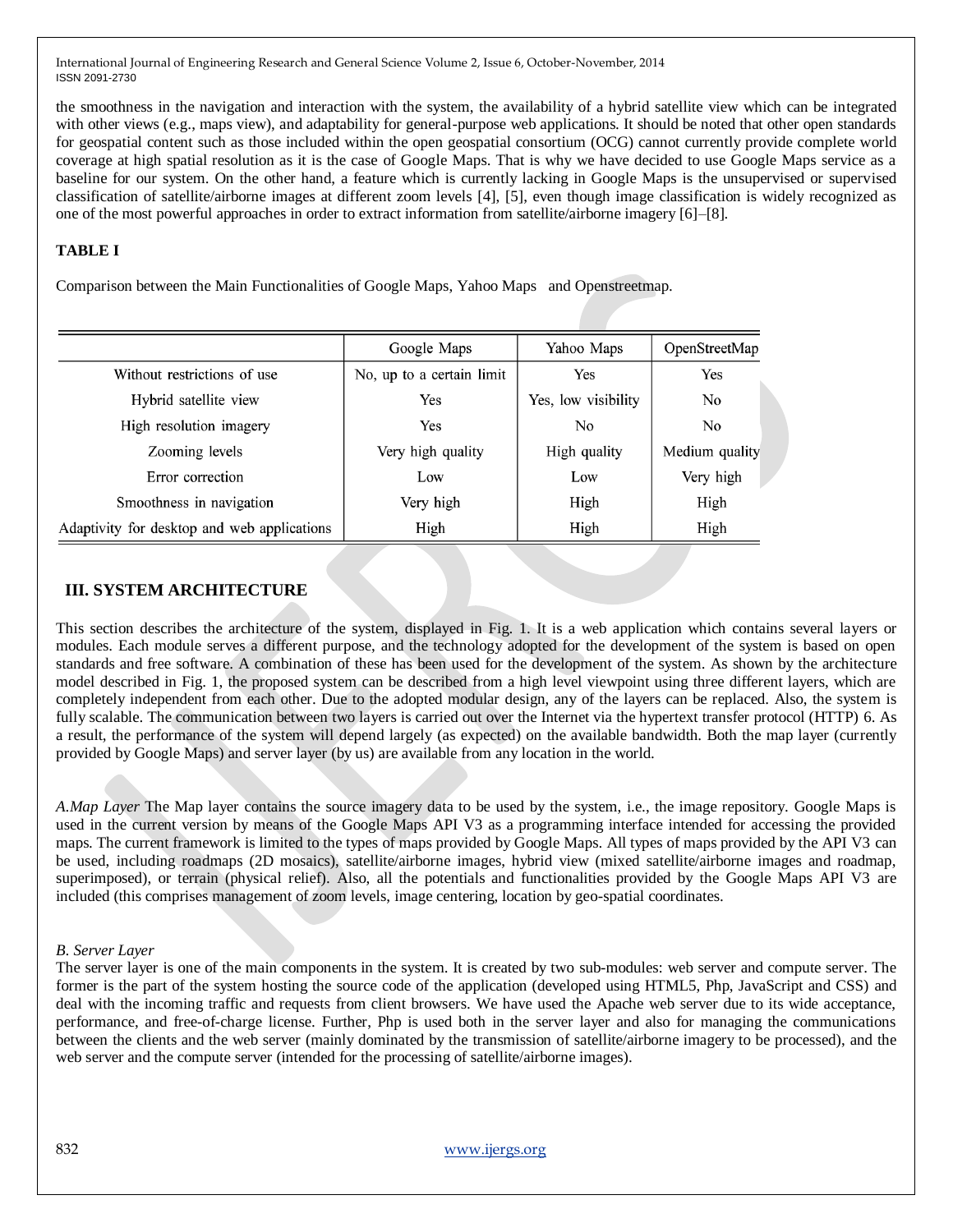the smoothness in the navigation and interaction with the system, the availability of a hybrid satellite view which can be integrated with other views (e.g., maps view), and adaptability for general-purpose web applications. It should be noted that other open standards for geospatial content such as those included within the open geospatial consortium (OCG) cannot currently provide complete world coverage at high spatial resolution as it is the case of Google Maps. That is why we have decided to use Google Maps service as a baseline for our system. On the other hand, a feature which is currently lacking in Google Maps is the unsupervised or supervised classification of satellite/airborne images at different zoom levels [4], [5], even though image classification is widely recognized as one of the most powerful approaches in order to extract information from satellite/airborne imagery [6]–[8].

**TABLE I**

Comparison between the Main Functionalities of Google Maps, Yahoo Maps and Openstreetmap.

| | Google Maps | Yahoo Maps | OpenStreetMap |
|---|---|---|---|
| Without restrictions of use | No, up to a certain limit | Yes | Yes |
| Hybrid satellite view | Yes | Yes, low visibility | No |
| High resolution imagery | Yes | No | No |
| Zooming levels | Very high quality | High quality | Medium quality |
| Error correction | Low | Low | Very high |
| Smoothness in navigation | Very high | High | High |
| Adaptivity for desktop and web applications | High | High | High |

## III. SYSTEM ARCHITECTURE

This section describes the architecture of the system, displayed in Fig. 1. It is a web application which contains several layers or modules. Each module serves a different purpose, and the technology adopted for the development of the system is based on open standards and free software. A combination of these has been used for the development of the system. As shown by the architecture model described in Fig. 1, the proposed system can be described from a high level viewpoint using three different layers, which are completely independent from each other. Due to the adopted modular design, any of the layers can be replaced. Also, the system is fully scalable. The communication between two layers is carried out over the Internet via the hypertext transfer protocol (HTTP) 6. As a result, the performance of the system will depend largely (as expected) on the available bandwidth. Both the map layer (currently provided by Google Maps) and server layer (by us) are available from any location in the world.

*A.Map Layer* The Map layer contains the source imagery data to be used by the system, i.e., the image repository. Google Maps is used in the current version by means of the Google Maps API V3 as a programming interface intended for accessing the provided maps. The current framework is limited to the types of maps provided by Google Maps. All types of maps provided by the API V3 can be used, including roadmaps (2D mosaics), satellite/airborne images, hybrid view (mixed satellite/airborne images and roadmap, superimposed), or terrain (physical relief). Also, all the potentials and functionalities provided by the Google Maps API V3 are included (this comprises management of zoom levels, image centering, location by geo-spatial coordinates.

*B. Server Layer*

The server layer is one of the main components in the system. It is created by two sub-modules: web server and compute server. The former is the part of the system hosting the source code of the application (developed using HTML5, Php, JavaScript and CSS) and deal with the incoming traffic and requests from client browsers. We have used the Apache web server due to its wide acceptance, performance, and free-of-charge license. Further, Php is used both in the server layer and also for managing the communications between the clients and the web server (mainly dominated by the transmission of satellite/airborne imagery to be processed), and the web server and the compute server (intended for the processing of satellite/airborne images).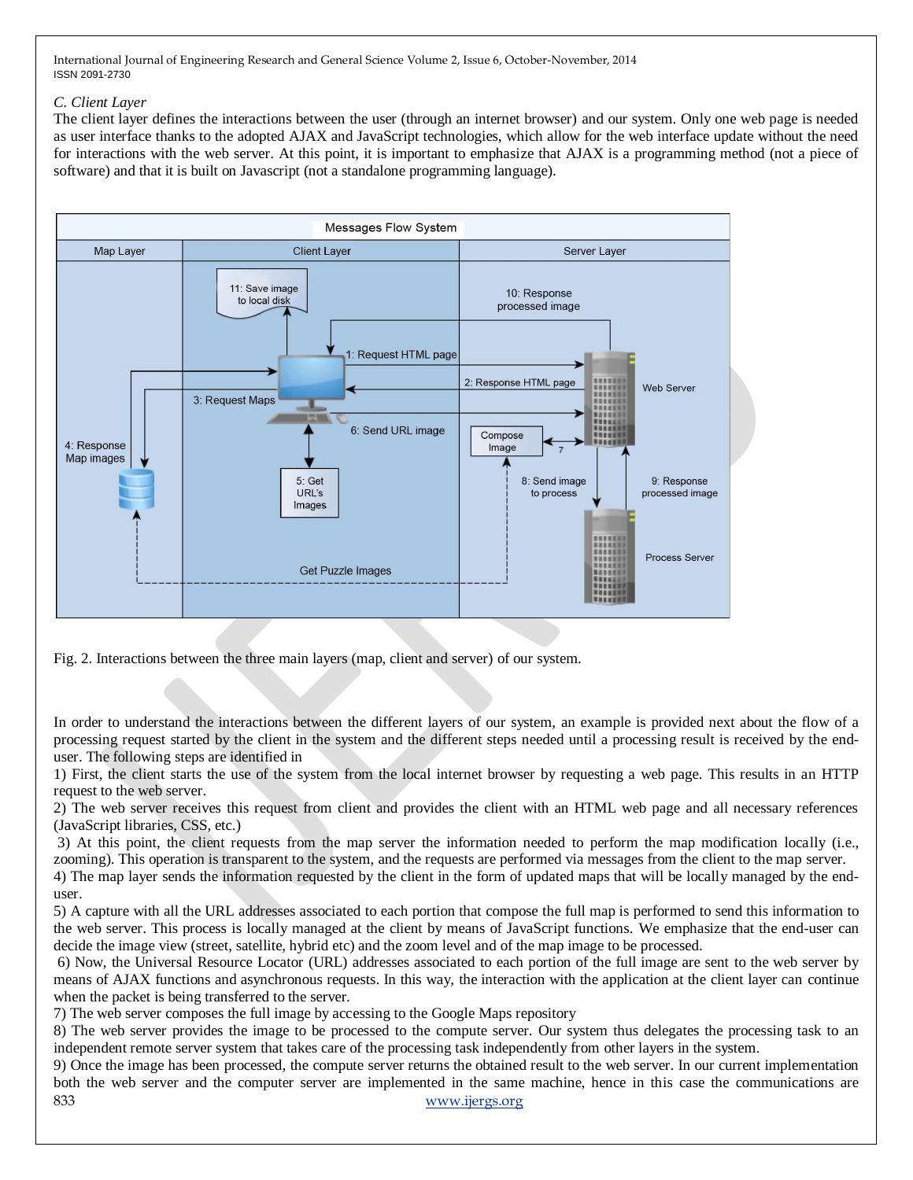### C. Client Layer

The client layer defines the interactions between the user (through an internet browser) and our system. Only one web page is needed as user interface thanks to the adopted AJAX and JavaScript technologies, which allow for the web interface update without the need for interactions with the web server. At this point, it is important to emphasize that AJAX is a programming method (not a piece of software) and that it is built on Javascript (not a standalone programming language).

Fig. 2. Interactions between the three main layers (map, client and server) of our system.

In order to understand the interactions between the different layers of our system, an example is provided next about the flow of a processing request started by the client in the system and the different steps needed until a processing result is received by the end-user. The following steps are identified in

1) First, the client starts the use of the system from the local internet browser by requesting a web page. This results in an HTTP request to the web server.

2) The web server receives this request from client and provides the client with an HTML web page and all necessary references (JavaScript libraries, CSS, etc.)

3) At this point, the client requests from the map server the information needed to perform the map modification locally (i.e., zooming). This operation is transparent to the system, and the requests are performed via messages from the client to the map server.

4) The map layer sends the information requested by the client in the form of updated maps that will be locally managed by the end-user.

5) A capture with all the URL addresses associated to each portion that compose the full map is performed to send this information to the web server. This process is locally managed at the client by means of JavaScript functions. We emphasize that the end-user can decide the image view (street, satellite, hybrid etc) and the zoom level and of the map image to be processed.

6) Now, the Universal Resource Locator (URL) addresses associated to each portion of the full image are sent to the web server by means of AJAX functions and asynchronous requests. In this way, the interaction with the application at the client layer can continue when the packet is being transferred to the server.

7) The web server composes the full image by accessing to the Google Maps repository

8) The web server provides the image to be processed to the compute server. Our system thus delegates the processing task to an independent remote server system that takes care of the processing task independently from other layers in the system.

9) Once the image has been processed, the compute server returns the obtained result to the web server. In our current implementation both the web server and the computer server are implemented in the same machine, hence in this case the communications are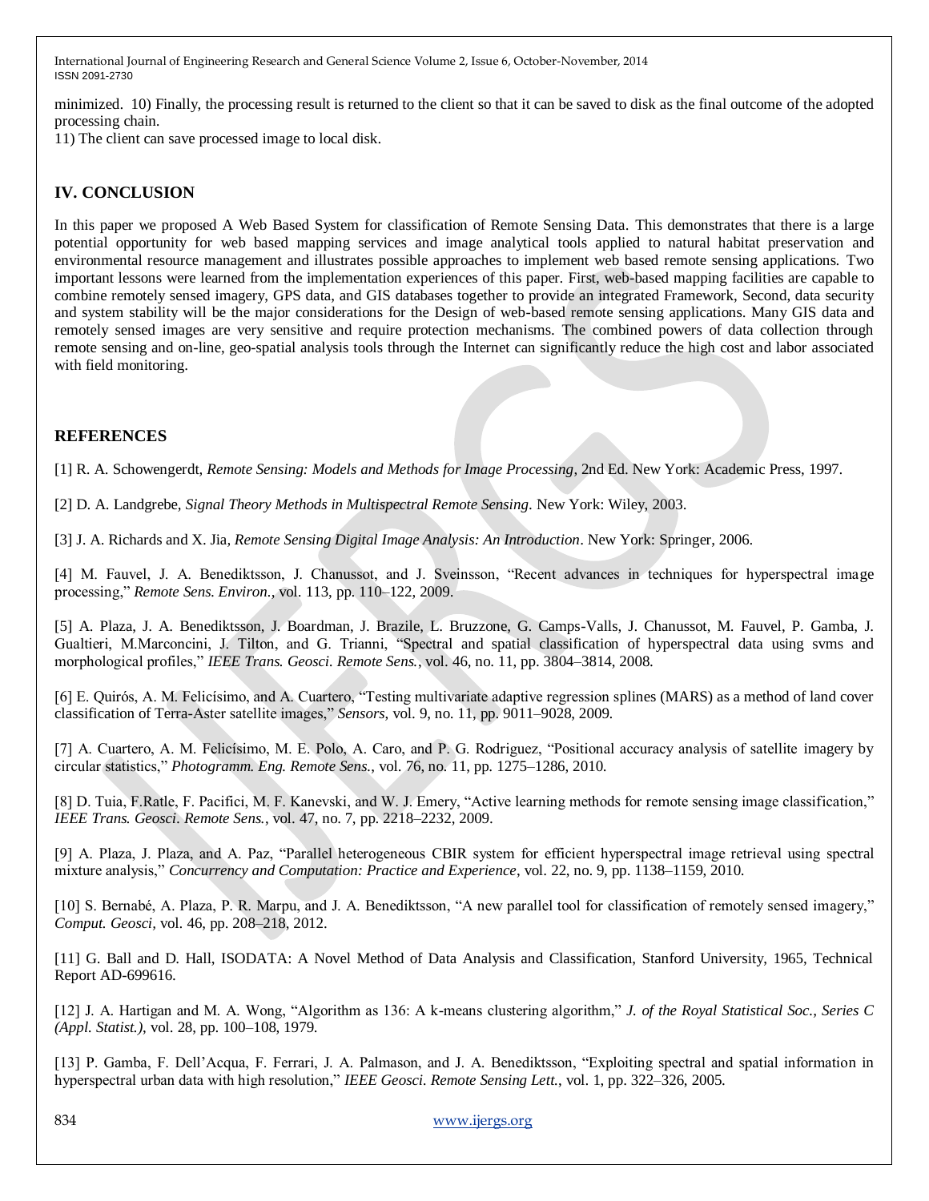minimized. 10) Finally, the processing result is returned to the client so that it can be saved to disk as the final outcome of the adopted processing chain.

11) The client can save processed image to local disk.

## IV. CONCLUSION

In this paper we proposed A Web Based System for classification of Remote Sensing Data. This demonstrates that there is a large potential opportunity for web based mapping services and image analytical tools applied to natural habitat preservation and environmental resource management and illustrates possible approaches to implement web based remote sensing applications. Two important lessons were learned from the implementation experiences of this paper. First, web-based mapping facilities are capable to combine remotely sensed imagery, GPS data, and GIS databases together to provide an integrated Framework, Second, data security and system stability will be the major considerations for the Design of web-based remote sensing applications. Many GIS data and remotely sensed images are very sensitive and require protection mechanisms. The combined powers of data collection through remote sensing and on-line, geo-spatial analysis tools through the Internet can significantly reduce the high cost and labor associated with field monitoring.

## REFERENCES

[1] R. A. Schowengerdt, *Remote Sensing: Models and Methods for Image Processing*, 2nd Ed. New York: Academic Press, 1997.

[2] D. A. Landgrebe, *Signal Theory Methods in Multispectral Remote Sensing*. New York: Wiley, 2003.

[3] J. A. Richards and X. Jia, *Remote Sensing Digital Image Analysis: An Introduction*. New York: Springer, 2006.

[4] M. Fauvel, J. A. Benediktsson, J. Chanussot, and J. Sveinsson, "Recent advances in techniques for hyperspectral image processing," *Remote Sens. Environ.*, vol. 113, pp. 110–122, 2009.

[5] A. Plaza, J. A. Benediktsson, J. Boardman, J. Brazile, L. Bruzzone, G. Camps-Valls, J. Chanussot, M. Fauvel, P. Gamba, J. Gualtieri, M.Marconcini, J. Tilton, and G. Trianni, "Spectral and spatial classification of hyperspectral data using svms and morphological profiles," *IEEE Trans. Geosci. Remote Sens.*, vol. 46, no. 11, pp. 3804–3814, 2008.

[6] E. Quirós, A. M. Felicísimo, and A. Cuartero, "Testing multivariate adaptive regression splines (MARS) as a method of land cover classification of Terra-Aster satellite images," *Sensors*, vol. 9, no. 11, pp. 9011–9028, 2009.

[7] A. Cuartero, A. M. Felicísimo, M. E. Polo, A. Caro, and P. G. Rodriguez, "Positional accuracy analysis of satellite imagery by circular statistics," *Photogramm. Eng. Remote Sens.*, vol. 76, no. 11, pp. 1275–1286, 2010.

[8] D. Tuia, F.Ratle, F. Pacifici, M. F. Kanevski, and W. J. Emery, "Active learning methods for remote sensing image classification," *IEEE Trans. Geosci. Remote Sens.*, vol. 47, no. 7, pp. 2218–2232, 2009.

[9] A. Plaza, J. Plaza, and A. Paz, "Parallel heterogeneous CBIR system for efficient hyperspectral image retrieval using spectral mixture analysis," *Concurrency and Computation: Practice and Experience*, vol. 22, no. 9, pp. 1138–1159, 2010.

[10] S. Bernabé, A. Plaza, P. R. Marpu, and J. A. Benediktsson, "A new parallel tool for classification of remotely sensed imagery," *Comput. Geosci*, vol. 46, pp. 208–218, 2012.

[11] G. Ball and D. Hall, ISODATA: A Novel Method of Data Analysis and Classification, Stanford University, 1965, Technical Report AD-699616.

[12] J. A. Hartigan and M. A. Wong, "Algorithm as 136: A k-means clustering algorithm," *J. of the Royal Statistical Soc., Series C (Appl. Statist.)*, vol. 28, pp. 100–108, 1979.

[13] P. Gamba, F. Dell'Acqua, F. Ferrari, J. A. Palmason, and J. A. Benediktsson, "Exploiting spectral and spatial information in hyperspectral urban data with high resolution," *IEEE Geosci. Remote Sensing Lett.*, vol. 1, pp. 322–326, 2005.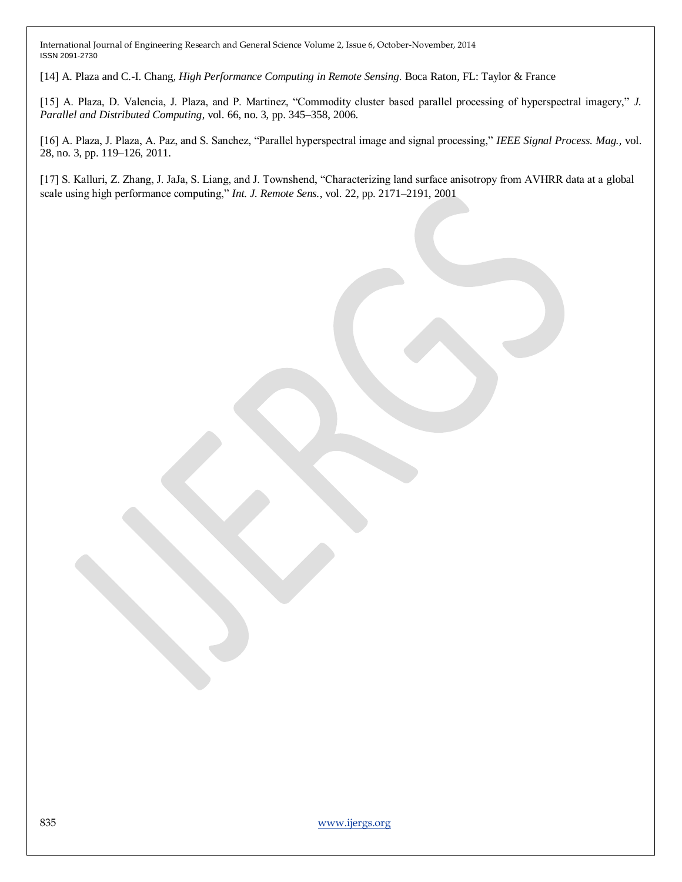[14] A. Plaza and C.-I. Chang, *High Performance Computing in Remote Sensing*. Boca Raton, FL: Taylor & France

[15] A. Plaza, D. Valencia, J. Plaza, and P. Martinez, "Commodity cluster based parallel processing of hyperspectral imagery," *J. Parallel and Distributed Computing*, vol. 66, no. 3, pp. 345–358, 2006.

[16] A. Plaza, J. Plaza, A. Paz, and S. Sanchez, "Parallel hyperspectral image and signal processing," *IEEE Signal Process. Mag.*, vol. 28, no. 3, pp. 119–126, 2011.

[17] S. Kalluri, Z. Zhang, J. JaJa, S. Liang, and J. Townshend, "Characterizing land surface anisotropy from AVHRR data at a global scale using high performance computing," *Int. J. Remote Sens.*, vol. 22, pp. 2171–2191, 2001